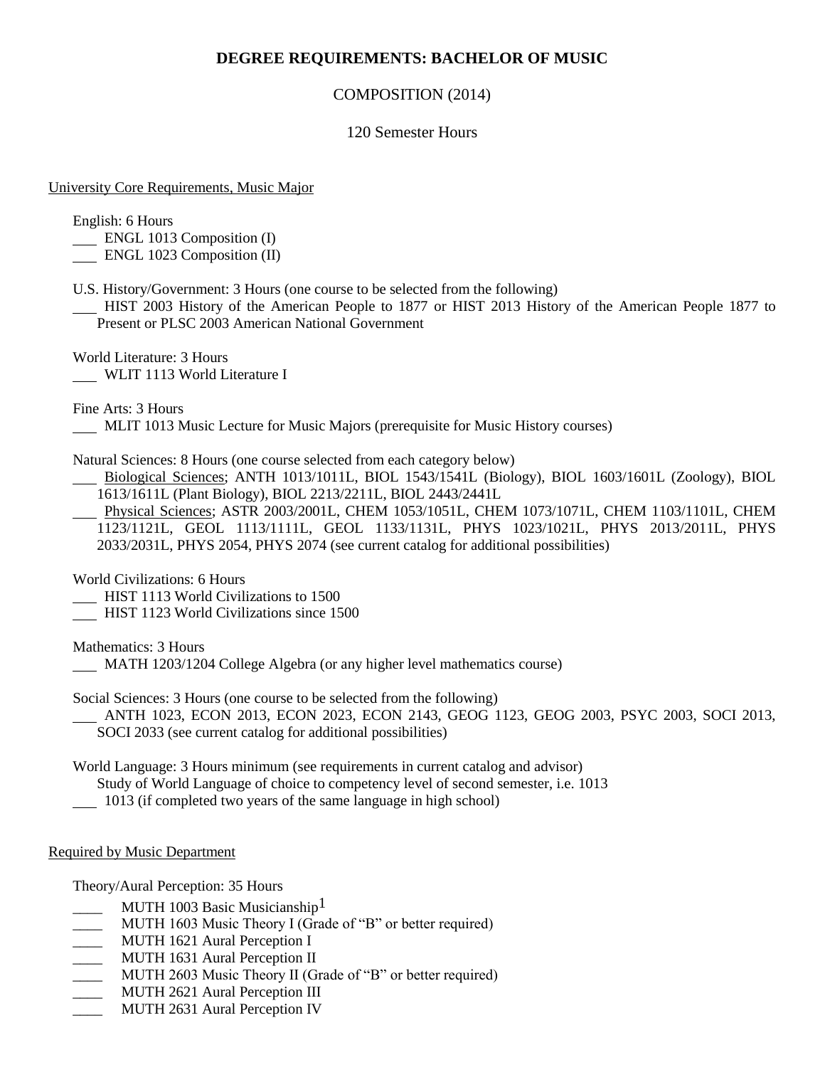# DEGREE REQUIREMENTS: BACHELOR OF MUSIC

COMPOSITION (2014)

120 Semester Hours

University Core Requirements, Music Major

English: 6 Hours

___ ENGL 1013 Composition (I)

___ ENGL 1023 Composition (II)

U.S. History/Government: 3 Hours (one course to be selected from the following)

___ HIST 2003 History of the American People to 1877 or HIST 2013 History of the American People 1877 to Present or PLSC 2003 American National Government

World Literature: 3 Hours

___ WLIT 1113 World Literature I

Fine Arts: 3 Hours

___ MLIT 1013 Music Lecture for Music Majors (prerequisite for Music History courses)

Natural Sciences: 8 Hours (one course selected from each category below)

___ Biological Sciences; ANTH 1013/1011L, BIOL 1543/1541L (Biology), BIOL 1603/1601L (Zoology), BIOL 1613/1611L (Plant Biology), BIOL 2213/2211L, BIOL 2443/2441L

___ Physical Sciences; ASTR 2003/2001L, CHEM 1053/1051L, CHEM 1073/1071L, CHEM 1103/1101L, CHEM 1123/1121L, GEOL 1113/1111L, GEOL 1133/1131L, PHYS 1023/1021L, PHYS 2013/2011L, PHYS 2033/2031L, PHYS 2054, PHYS 2074 (see current catalog for additional possibilities)

World Civilizations: 6 Hours

___ HIST 1113 World Civilizations to 1500

___ HIST 1123 World Civilizations since 1500

Mathematics: 3 Hours

___ MATH 1203/1204 College Algebra (or any higher level mathematics course)

Social Sciences: 3 Hours (one course to be selected from the following)

___ ANTH 1023, ECON 2013, ECON 2023, ECON 2143, GEOG 1123, GEOG 2003, PSYC 2003, SOCI 2013, SOCI 2033 (see current catalog for additional possibilities)

World Language: 3 Hours minimum (see requirements in current catalog and advisor)

Study of World Language of choice to competency level of second semester, i.e. 1013

___ 1013 (if completed two years of the same language in high school)

Required by Music Department

Theory/Aural Perception: 35 Hours

____ MUTH 1003 Basic Musicianship[1]

____ MUTH 1603 Music Theory I (Grade of "B" or better required)

____ MUTH 1621 Aural Perception I

____ MUTH 1631 Aural Perception II

____ MUTH 2603 Music Theory II (Grade of "B" or better required)

____ MUTH 2621 Aural Perception III

____ MUTH 2631 Aural Perception IV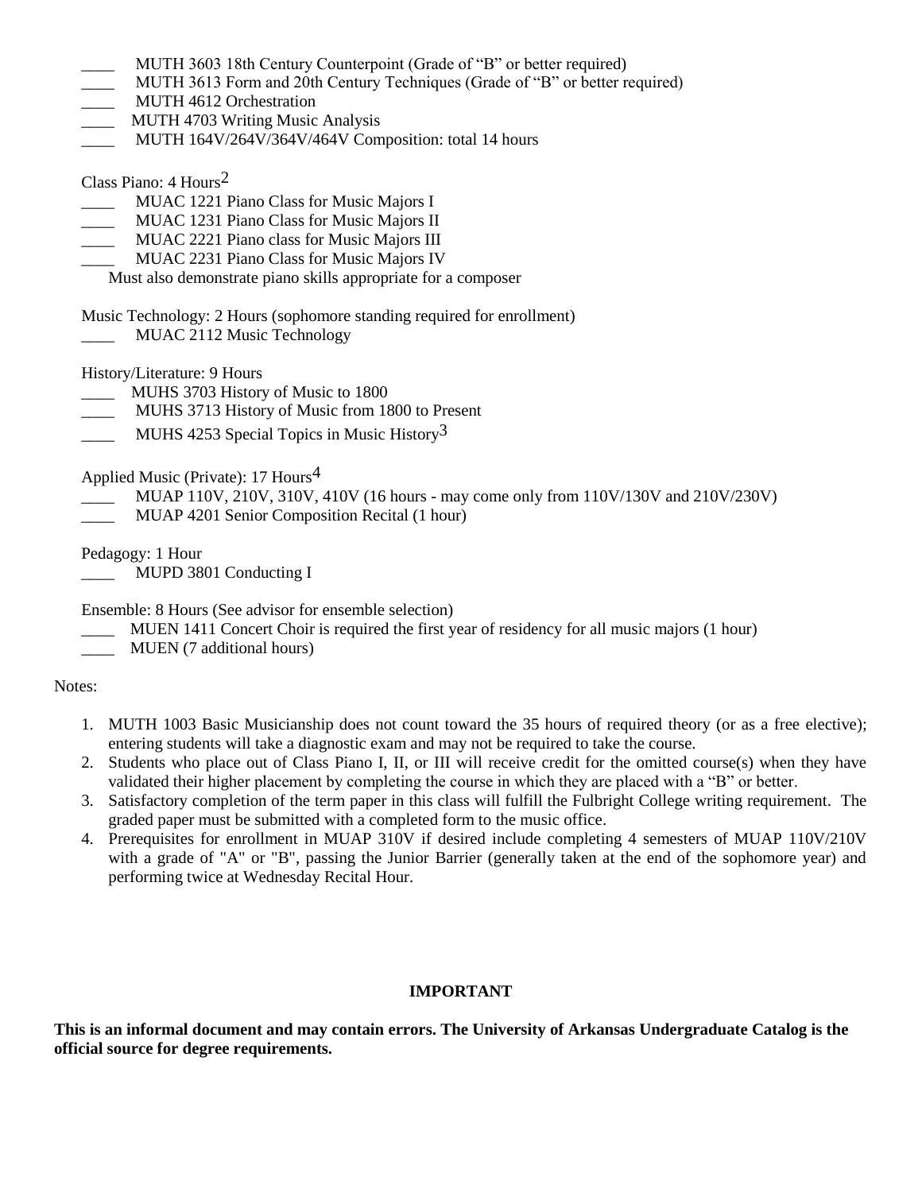____ MUTH 3603 18th Century Counterpoint (Grade of "B" or better required)
____ MUTH 3613 Form and 20th Century Techniques (Grade of "B" or better required)
____ MUTH 4612 Orchestration
____ MUTH 4703 Writing Music Analysis
____ MUTH 164V/264V/364V/464V Composition: total 14 hours

Class Piano: 4 Hours[2]
____ MUAC 1221 Piano Class for Music Majors I
____ MUAC 1231 Piano Class for Music Majors II
____ MUAC 2221 Piano class for Music Majors III
____ MUAC 2231 Piano Class for Music Majors IV
Must also demonstrate piano skills appropriate for a composer

Music Technology: 2 Hours (sophomore standing required for enrollment)
____ MUAC 2112 Music Technology

History/Literature: 9 Hours
____ MUHS 3703 History of Music to 1800
____ MUHS 3713 History of Music from 1800 to Present
____ MUHS 4253 Special Topics in Music History[3]

Applied Music (Private): 17 Hours[4]
____ MUAP 110V, 210V, 310V, 410V (16 hours - may come only from 110V/130V and 210V/230V)
____ MUAP 4201 Senior Composition Recital (1 hour)

Pedagogy: 1 Hour
____ MUPD 3801 Conducting I

Ensemble: 8 Hours (See advisor for ensemble selection)
____ MUEN 1411 Concert Choir is required the first year of residency for all music majors (1 hour)
____ MUEN (7 additional hours)

Notes:

1. MUTH 1003 Basic Musicianship does not count toward the 35 hours of required theory (or as a free elective); entering students will take a diagnostic exam and may not be required to take the course.
2. Students who place out of Class Piano I, II, or III will receive credit for the omitted course(s) when they have validated their higher placement by completing the course in which they are placed with a "B" or better.
3. Satisfactory completion of the term paper in this class will fulfill the Fulbright College writing requirement. The graded paper must be submitted with a completed form to the music office.
4. Prerequisites for enrollment in MUAP 310V if desired include completing 4 semesters of MUAP 110V/210V with a grade of "A" or "B", passing the Junior Barrier (generally taken at the end of the sophomore year) and performing twice at Wednesday Recital Hour.

**IMPORTANT**

**This is an informal document and may contain errors. The University of Arkansas Undergraduate Catalog is the official source for degree requirements.**